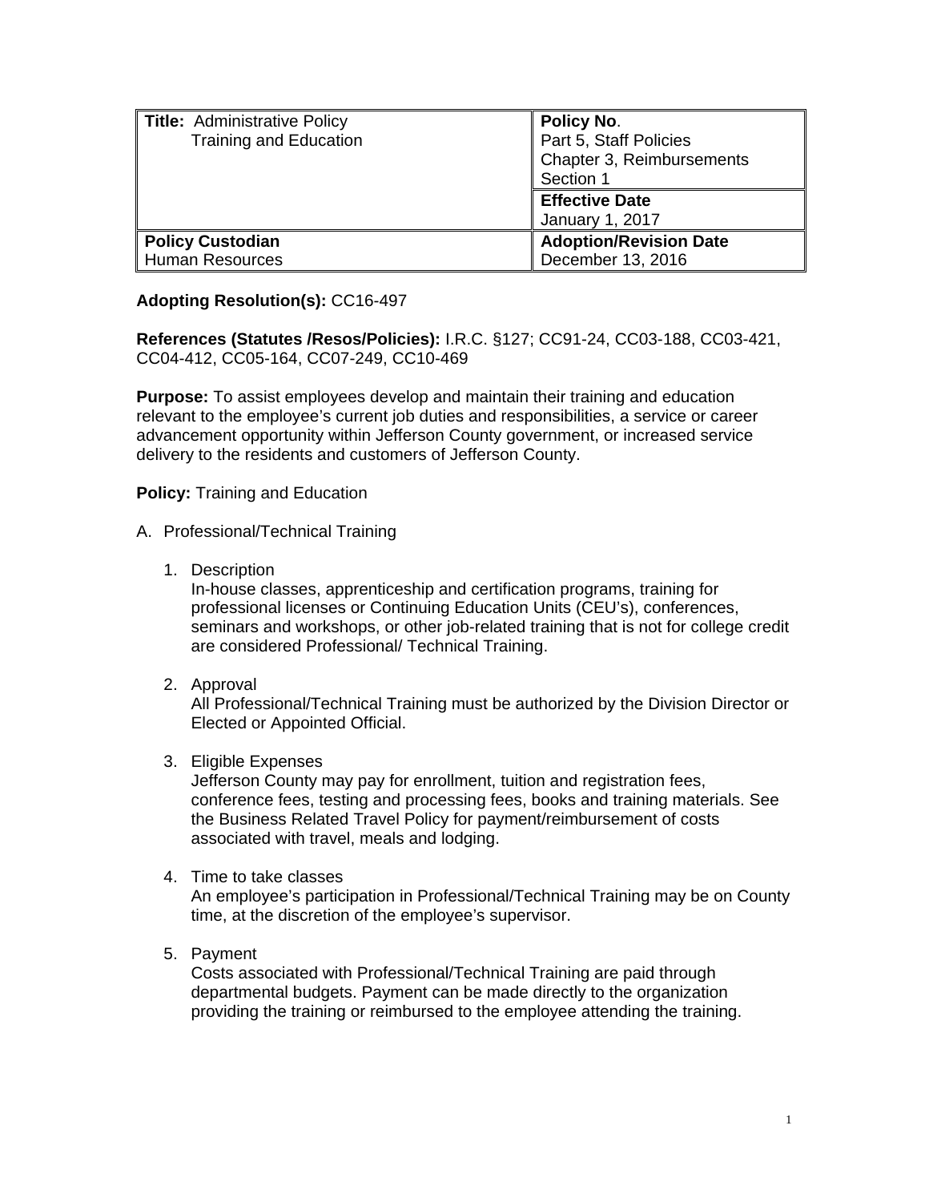| **Title:** Administrative Policy<br>Training and Education | **Policy No**.<br>Part 5, Staff Policies<br>Chapter 3, Reimbursements<br>Section 1 |
| --- | --- |
| | **Effective Date**<br>January 1, 2017 |
| **Policy Custodian**<br>Human Resources | **Adoption/Revision Date**<br>December 13, 2016 |

**Adopting Resolution(s):** CC16-497

**References (Statutes /Resos/Policies):** I.R.C. §127; CC91-24, CC03-188, CC03-421, CC04-412, CC05-164, CC07-249, CC10-469

**Purpose:** To assist employees develop and maintain their training and education relevant to the employee's current job duties and responsibilities, a service or career advancement opportunity within Jefferson County government, or increased service delivery to the residents and customers of Jefferson County.

**Policy:** Training and Education

A. Professional/Technical Training

1. Description
   In-house classes, apprenticeship and certification programs, training for professional licenses or Continuing Education Units (CEU's), conferences, seminars and workshops, or other job-related training that is not for college credit are considered Professional/ Technical Training.

2. Approval
   All Professional/Technical Training must be authorized by the Division Director or Elected or Appointed Official.

3. Eligible Expenses
   Jefferson County may pay for enrollment, tuition and registration fees, conference fees, testing and processing fees, books and training materials. See the Business Related Travel Policy for payment/reimbursement of costs associated with travel, meals and lodging.

4. Time to take classes
   An employee's participation in Professional/Technical Training may be on County time, at the discretion of the employee's supervisor.

5. Payment
   Costs associated with Professional/Technical Training are paid through departmental budgets. Payment can be made directly to the organization providing the training or reimbursed to the employee attending the training.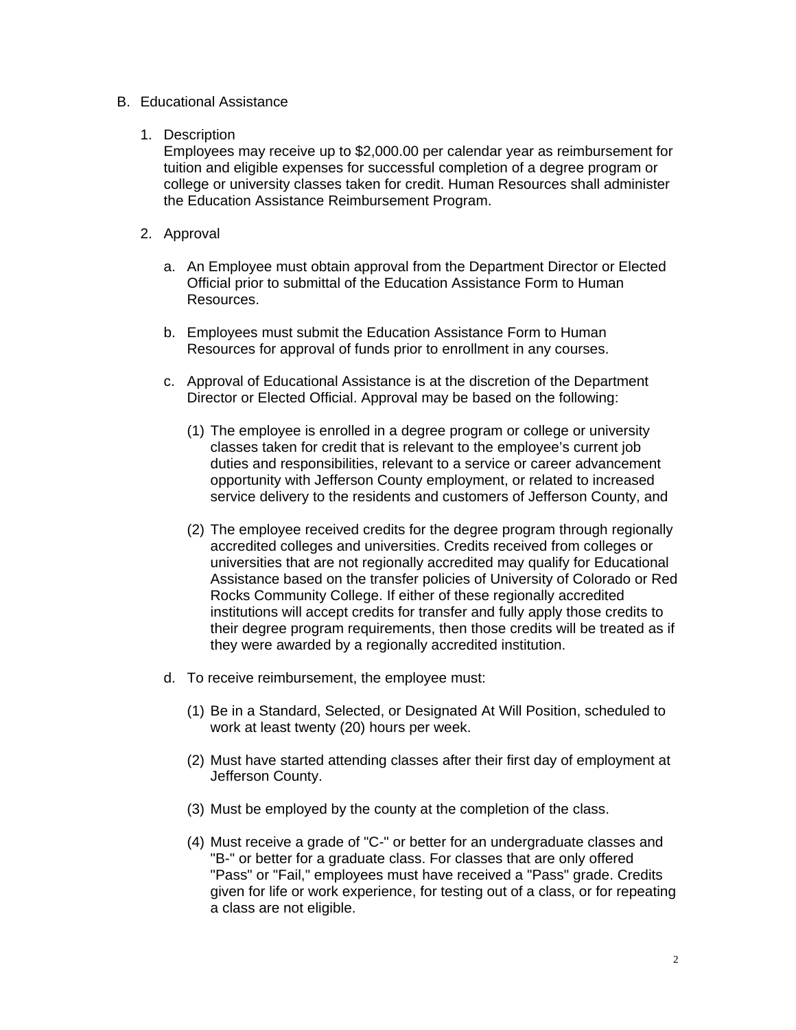B. Educational Assistance

1. Description
   Employees may receive up to $2,000.00 per calendar year as reimbursement for tuition and eligible expenses for successful completion of a degree program or college or university classes taken for credit. Human Resources shall administer the Education Assistance Reimbursement Program.

2. Approval

   a. An Employee must obtain approval from the Department Director or Elected Official prior to submittal of the Education Assistance Form to Human Resources.

   b. Employees must submit the Education Assistance Form to Human Resources for approval of funds prior to enrollment in any courses.

   c. Approval of Educational Assistance is at the discretion of the Department Director or Elected Official. Approval may be based on the following:

      (1) The employee is enrolled in a degree program or college or university classes taken for credit that is relevant to the employee's current job duties and responsibilities, relevant to a service or career advancement opportunity with Jefferson County employment, or related to increased service delivery to the residents and customers of Jefferson County, and

      (2) The employee received credits for the degree program through regionally accredited colleges and universities. Credits received from colleges or universities that are not regionally accredited may qualify for Educational Assistance based on the transfer policies of University of Colorado or Red Rocks Community College. If either of these regionally accredited institutions will accept credits for transfer and fully apply those credits to their degree program requirements, then those credits will be treated as if they were awarded by a regionally accredited institution.

   d. To receive reimbursement, the employee must:

      (1) Be in a Standard, Selected, or Designated At Will Position, scheduled to work at least twenty (20) hours per week.

      (2) Must have started attending classes after their first day of employment at Jefferson County.

      (3) Must be employed by the county at the completion of the class.

      (4) Must receive a grade of "C-" or better for an undergraduate classes and "B-" or better for a graduate class. For classes that are only offered "Pass" or "Fail," employees must have received a "Pass" grade. Credits given for life or work experience, for testing out of a class, or for repeating a class are not eligible.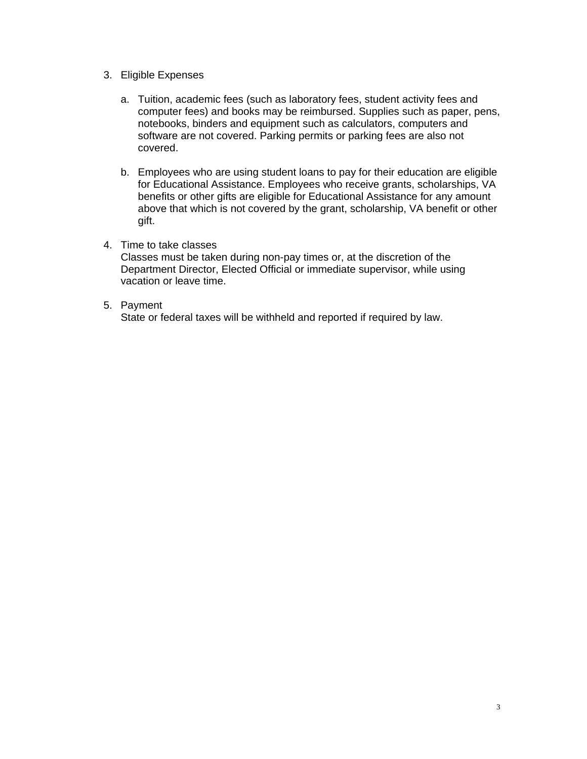3. Eligible Expenses

   a. Tuition, academic fees (such as laboratory fees, student activity fees and computer fees) and books may be reimbursed. Supplies such as paper, pens, notebooks, binders and equipment such as calculators, computers and software are not covered. Parking permits or parking fees are also not covered.

   b. Employees who are using student loans to pay for their education are eligible for Educational Assistance. Employees who receive grants, scholarships, VA benefits or other gifts are eligible for Educational Assistance for any amount above that which is not covered by the grant, scholarship, VA benefit or other gift.

4. Time to take classes
   Classes must be taken during non-pay times or, at the discretion of the Department Director, Elected Official or immediate supervisor, while using vacation or leave time.

5. Payment
   State or federal taxes will be withheld and reported if required by law.